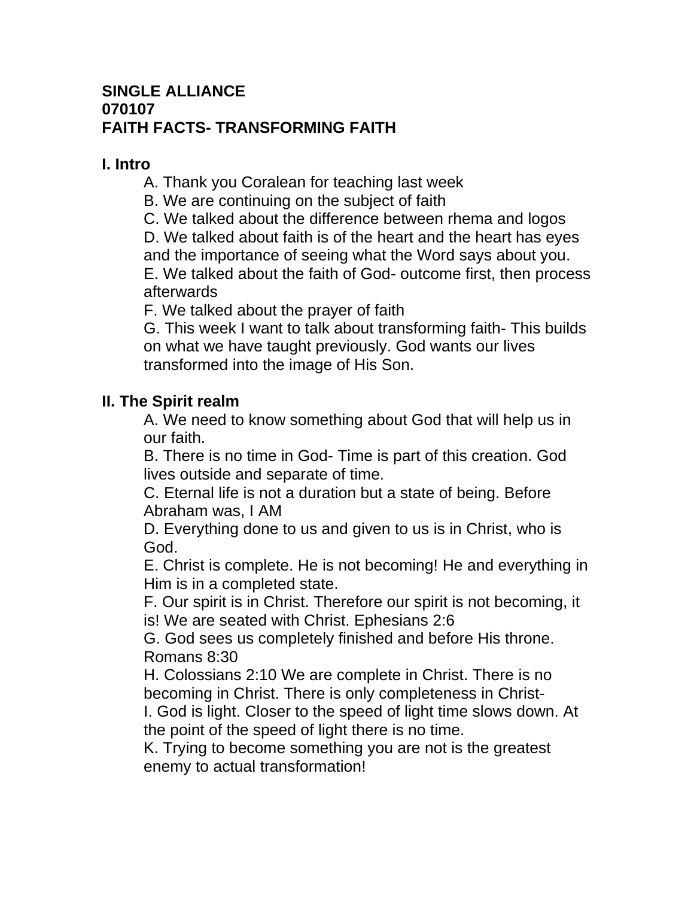**SINGLE ALLIANCE**
**070107**
**FAITH FACTS- TRANSFORMING FAITH**

## I. Intro

A. Thank you Coralean for teaching last week
B. We are continuing on the subject of faith
C. We talked about the difference between rhema and logos
D. We talked about faith is of the heart and the heart has eyes and the importance of seeing what the Word says about you.
E. We talked about the faith of God- outcome first, then process afterwards
F. We talked about the prayer of faith
G. This week I want to talk about transforming faith- This builds on what we have taught previously. God wants our lives transformed into the image of His Son.

## II. The Spirit realm

A. We need to know something about God that will help us in our faith.
B. There is no time in God- Time is part of this creation. God lives outside and separate of time.
C. Eternal life is not a duration but a state of being. Before Abraham was, I AM
D. Everything done to us and given to us is in Christ, who is God.
E. Christ is complete. He is not becoming! He and everything in Him is in a completed state.
F. Our spirit is in Christ. Therefore our spirit is not becoming, it is! We are seated with Christ. Ephesians 2:6
G. God sees us completely finished and before His throne. Romans 8:30
H. Colossians 2:10 We are complete in Christ. There is no becoming in Christ. There is only completeness in Christ-
I. God is light. Closer to the speed of light time slows down. At the point of the speed of light there is no time.
K. Trying to become something you are not is the greatest enemy to actual transformation!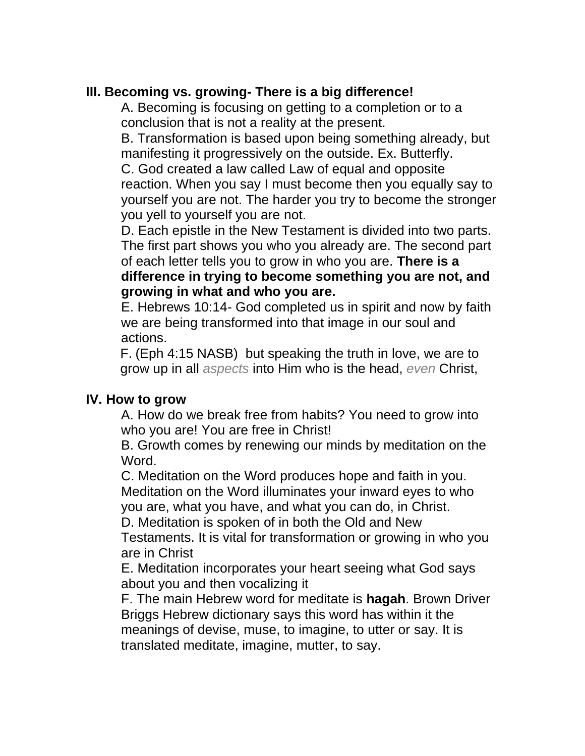## III. Becoming vs. growing- There is a big difference!

A. Becoming is focusing on getting to a completion or to a conclusion that is not a reality at the present.

B. Transformation is based upon being something already, but manifesting it progressively on the outside. Ex. Butterfly.

C. God created a law called Law of equal and opposite reaction. When you say I must become then you equally say to yourself you are not. The harder you try to become the stronger you yell to yourself you are not.

D. Each epistle in the New Testament is divided into two parts. The first part shows you who you already are. The second part of each letter tells you to grow in who you are. **There is a difference in trying to become something you are not, and growing in what and who you are.**

E. Hebrews 10:14- God completed us in spirit and now by faith we are being transformed into that image in our soul and actions.

F. (Eph 4:15 NASB) but speaking the truth in love, we are to grow up in all *aspects* into Him who is the head, *even* Christ,

## IV. How to grow

A. How do we break free from habits? You need to grow into who you are! You are free in Christ!

B. Growth comes by renewing our minds by meditation on the Word.

C. Meditation on the Word produces hope and faith in you. Meditation on the Word illuminates your inward eyes to who you are, what you have, and what you can do, in Christ.

D. Meditation is spoken of in both the Old and New Testaments. It is vital for transformation or growing in who you are in Christ

E. Meditation incorporates your heart seeing what God says about you and then vocalizing it

F. The main Hebrew word for meditate is **hagah**. Brown Driver Briggs Hebrew dictionary says this word has within it the meanings of devise, muse, to imagine, to utter or say. It is translated meditate, imagine, mutter, to say.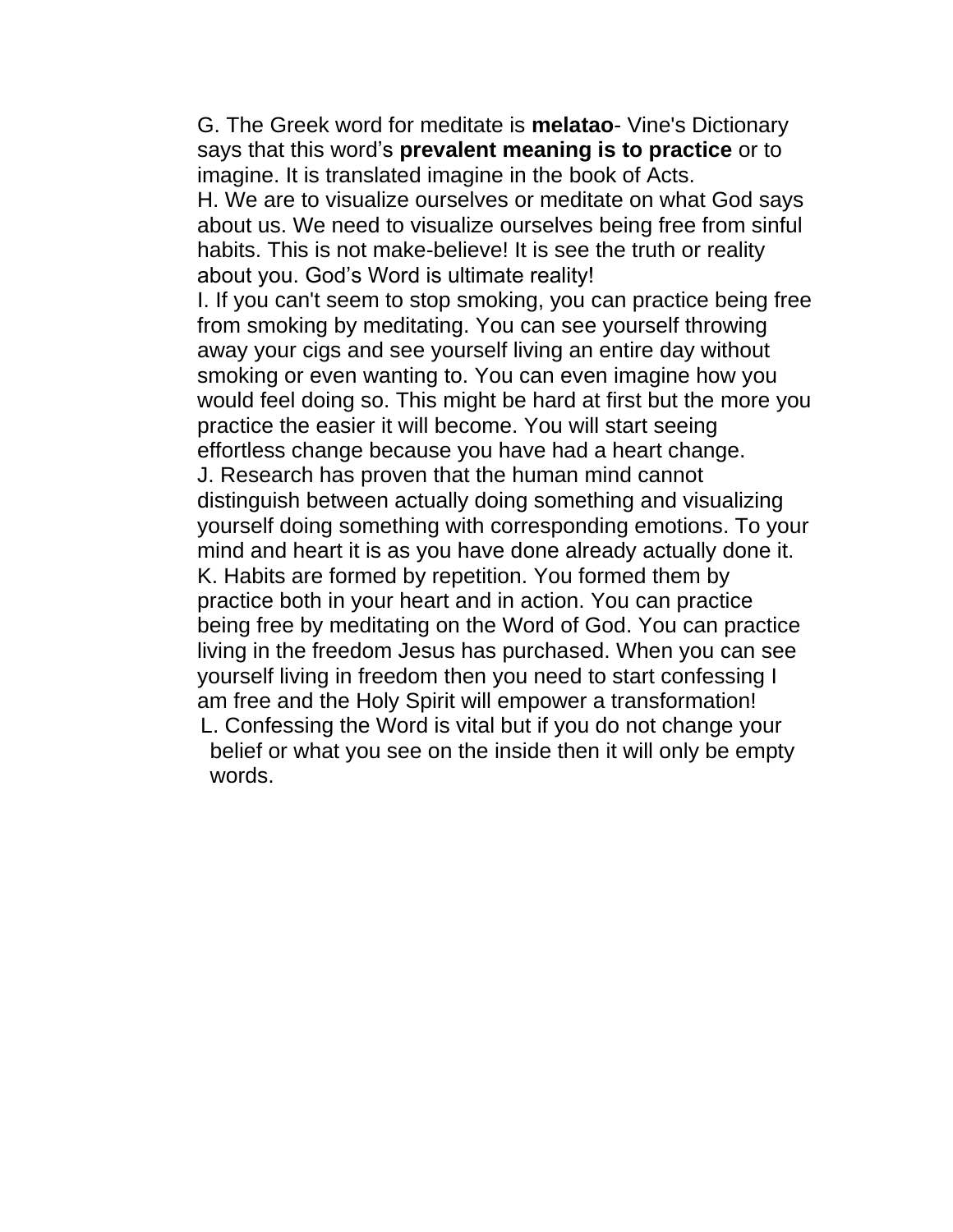G. The Greek word for meditate is **melatao**- Vine's Dictionary says that this word's **prevalent meaning is to practice** or to imagine. It is translated imagine in the book of Acts.

H. We are to visualize ourselves or meditate on what God says about us. We need to visualize ourselves being free from sinful habits. This is not make-believe! It is see the truth or reality about you. God's Word is ultimate reality!

I. If you can't seem to stop smoking, you can practice being free from smoking by meditating. You can see yourself throwing away your cigs and see yourself living an entire day without smoking or even wanting to. You can even imagine how you would feel doing so. This might be hard at first but the more you practice the easier it will become. You will start seeing effortless change because you have had a heart change.

J. Research has proven that the human mind cannot distinguish between actually doing something and visualizing yourself doing something with corresponding emotions. To your mind and heart it is as you have done already actually done it.

K. Habits are formed by repetition. You formed them by practice both in your heart and in action. You can practice being free by meditating on the Word of God. You can practice living in the freedom Jesus has purchased. When you can see yourself living in freedom then you need to start confessing I am free and the Holy Spirit will empower a transformation!

L. Confessing the Word is vital but if you do not change your belief or what you see on the inside then it will only be empty words.